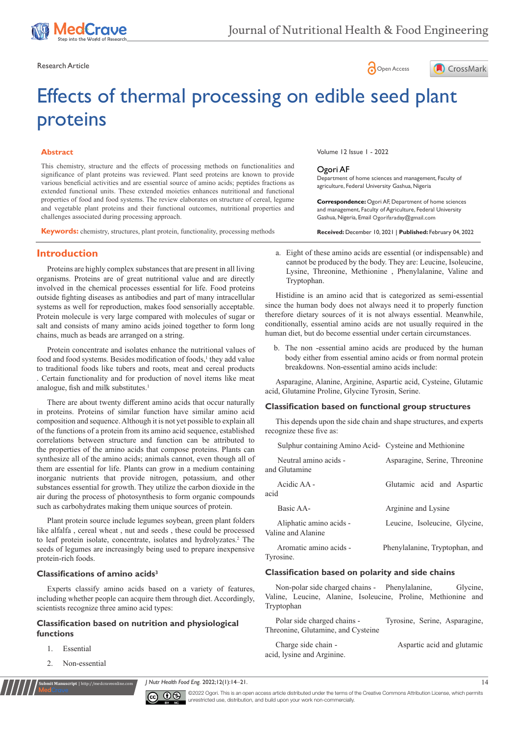Research Article

# Effects of thermal processing on edible seed plant proteins

## Abstract

This chemistry, structure and the effects of processing methods on functionalities and significance of plant proteins was reviewed. Plant seed proteins are known to provide various beneficial activities and are essential source of amino acids; peptides fractions as extended functional units. These extended moieties enhances nutritional and functional properties of food and food systems. The review elaborates on structure of cereal, legume and vegetable plant proteins and their functional outcomes, nutritional properties and challenges associated during processing approach.

**Keywords:** chemistry, structures, plant protein, functionality, processing methods

Volume 12 Issue 1 - 2022

Ogori AF

Department of home sciences and management, Faculty of agriculture, Federal University Gashua, Nigeria

**Correspondence:** Ogori AF, Department of home sciences and management, Faculty of Agriculture, Federal University Gashua, Nigeria, Email Ogorifaraday@gmail.com

**Received:** December 10, 2021 | **Published:** February 04, 2022

## Introduction

Proteins are highly complex substances that are present in all living organisms. Proteins are of great nutritional value and are directly involved in the chemical processes essential for life. Food proteins outside fighting diseases as antibodies and part of many intracellular systems as well for reproduction, makes food sensorially acceptable. Protein molecule is very large compared with molecules of sugar or salt and consists of many amino acids joined together to form long chains, much as beads are arranged on a string.

Protein concentrate and isolates enhance the nutritional values of food and food systems. Besides modification of foods,[1] they add value to traditional foods like tubers and roots, meat and cereal products . Certain functionality and for production of novel items like meat analogue, fish and milk substitutes.[1]

There are about twenty different amino acids that occur naturally in proteins. Proteins of similar function have similar amino acid composition and sequence. Although it is not yet possible to explain all of the functions of a protein from its amino acid sequence, established correlations between structure and function can be attributed to the properties of the amino acids that compose proteins. Plants can synthesize all of the amino acids; animals cannot, even though all of them are essential for life. Plants can grow in a medium containing inorganic nutrients that provide nitrogen, potassium, and other substances essential for growth. They utilize the carbon dioxide in the air during the process of photosynthesis to form organic compounds such as carbohydrates making them unique sources of protein.

Plant protein source include legumes soybean, green plant folders like alfalfa , cereal wheat , nut and seeds , these could be processed to leaf protein isolate, concentrate, isolates and hydrolyzates.[2] The seeds of legumes are increasingly being used to prepare inexpensive protein-rich foods.

### Classifications of amino acids[3]

Experts classify amino acids based on a variety of features, including whether people can acquire them through diet. Accordingly, scientists recognize three amino acid types:

### Classification based on nutrition and physiological functions

1. Essential
2. Non-essential

a. Eight of these amino acids are essential (or indispensable) and cannot be produced by the body. They are: Leucine, Isoleucine, Lysine, Threonine, Methionine , Phenylalanine, Valine and Tryptophan.

Histidine is an amino acid that is categorized as semi-essential since the human body does not always need it to properly function therefore dietary sources of it is not always essential. Meanwhile, conditionally, essential amino acids are not usually required in the human diet, but do become essential under certain circumstances.

b. The non -essential amino acids are produced by the human body either from essential amino acids or from normal protein breakdowns. Non-essential amino acids include:

Asparagine, Alanine, Arginine, Aspartic acid, Cysteine, Glutamic acid, Glutamine Proline, Glycine Tyrosin, Serine.

### Classification based on functional group structures

This depends upon the side chain and shape structures, and experts recognize these five as:

Sulphur containing Amino Acid- Cysteine and Methionine

Neutral amino acids - Asparagine, Serine, Threonine and Glutamine

Acidic AA - Glutamic acid and Aspartic acid

Basic AA- Arginine and Lysine

Aliphatic amino acids - Leucine, Isoleucine, Glycine, Valine and Alanine

Aromatic amino acids - Phenylalanine, Tryptophan, and Tyrosine.

### Classification based on polarity and side chains

Non-polar side charged chains - Phenylalanine, Glycine, Valine, Leucine, Alanine, Isoleucine, Proline, Methionine and Tryptophan

Polar side charged chains - Tyrosine, Serine, Asparagine, Threonine, Glutamine, and Cysteine

Charge side chain - Aspartic acid and glutamic acid, lysine and Arginine.

©2022 Ogori. This is an open access article distributed under the terms of the Creative Commons Attribution License, which permits unrestricted use, distribution, and build upon your work non-commercially.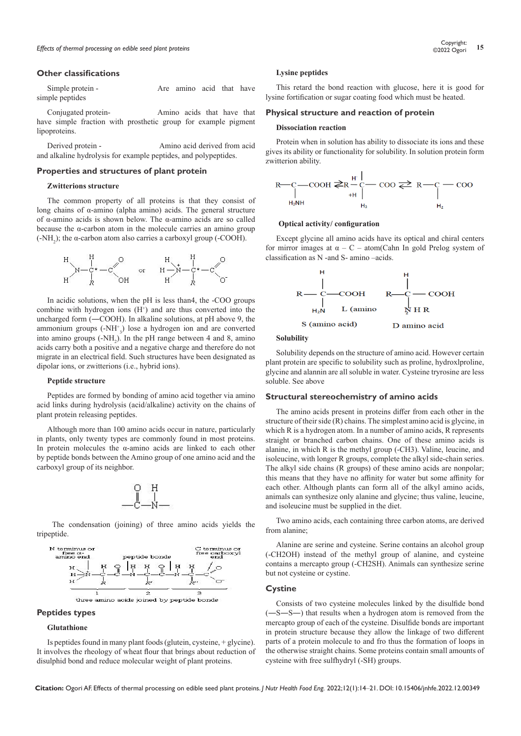## Other classifications

Simple protein - Are amino acid that have simple peptides

Conjugated protein- Amino acids that have that have simple fraction with prosthetic group for example pigment lipoproteins.

Derived protein - Amino acid derived from acid and alkaline hydrolysis for example peptides, and polypeptides.

## Properties and structures of plant protein

### Zwitterions structure

The common property of all proteins is that they consist of long chains of α-amino (alpha amino) acids. The general structure of α-amino acids is shown below. The α-amino acids are so called because the α-carbon atom in the molecule carries an amino group ($-NH_2$); the α-carbon atom also carries a carboxyl group (-COOH).

In acidic solutions, when the pH is less than4, the -COO groups combine with hydrogen ions ($H^+$) and are thus converted into the uncharged form (—COOH). In alkaline solutions, at pH above 9, the ammonium groups ($-NH_3^+$) lose a hydrogen ion and are converted into amino groups ($-NH_2$). In the pH range between 4 and 8, amino acids carry both a positive and a negative charge and therefore do not migrate in an electrical field. Such structures have been designated as dipolar ions, or zwitterions (i.e., hybrid ions).

### Peptide structure

Peptides are formed by bonding of amino acid together via amino acid links during hydrolysis (acid/alkaline) activity on the chains of plant protein releasing peptides.

Although more than 100 amino acids occur in nature, particularly in plants, only twenty types are commonly found in most proteins. In protein molecules the α-amino acids are linked to each other by peptide bonds between the Amino group of one amino acid and the carboxyl group of its neighbor.

The condensation (joining) of three amino acids yields the tripeptide.

N terminus or free α-amino end — peptide bonds — C terminus or free carboxyl end

three amino acids joined by peptide bonds

## Peptides types

### Glutathione

Is peptides found in many plant foods (glutein, cysteine, + glycine). It involves the rheology of wheat flour that brings about reduction of disulphid bond and reduce molecular weight of plant proteins.

### Lysine peptides

This retard the bond reaction with glucose, here it is good for lysine fortification or sugar coating food which must be heated.

## Physical structure and reaction of protein

### Dissociation reaction

Protein when in solution has ability to dissociate its ions and these gives its ability or functionality for solubility. In solution protein form zwitterion ability.

### Optical activity/ configuration

Except glycine all amino acids have its optical and chiral centers for mirror images at α – C – atom(Cahn In gold Prelog system of classification as N -and S- amino –acids.

S (amino acid) — L (amino — D amino acid

### Solubility

Solubility depends on the structure of amino acid. However certain plant protein are specific to solubility such as proline, hydroxlproline, glycine and alannin are all soluble in water. Cysteine tryrosine are less soluble. See above

## Structural stereochemistry of amino acids

The amino acids present in proteins differ from each other in the structure of their side (R) chains. The simplest amino acid is glycine, in which R is a hydrogen atom. In a number of amino acids, R represents straight or branched carbon chains. One of these amino acids is alanine, in which R is the methyl group ($-CH_3$). Valine, leucine, and isoleucine, with longer R groups, complete the alkyl side-chain series. The alkyl side chains (R groups) of these amino acids are nonpolar; this means that they have no affinity for water but some affinity for each other. Although plants can form all of the alkyl amino acids, animals can synthesize only alanine and glycine; thus valine, leucine, and isoleucine must be supplied in the diet.

Two amino acids, each containing three carbon atoms, are derived from alanine;

Alanine are serine and cysteine. Serine contains an alcohol group ($-CH_2OH$) instead of the methyl group of alanine, and cysteine contains a mercapto group ($-CH_2SH$). Animals can synthesize serine but not cysteine or cystine.

## Cystine

Consists of two cysteine molecules linked by the disulfide bond (—S—S—) that results when a hydrogen atom is removed from the mercapto group of each of the cysteine. Disulfide bonds are important in protein structure because they allow the linkage of two different parts of a protein molecule to and fro thus the formation of loops in the otherwise straight chains. Some proteins contain small amounts of cysteine with free sulfhydryl (-SH) groups.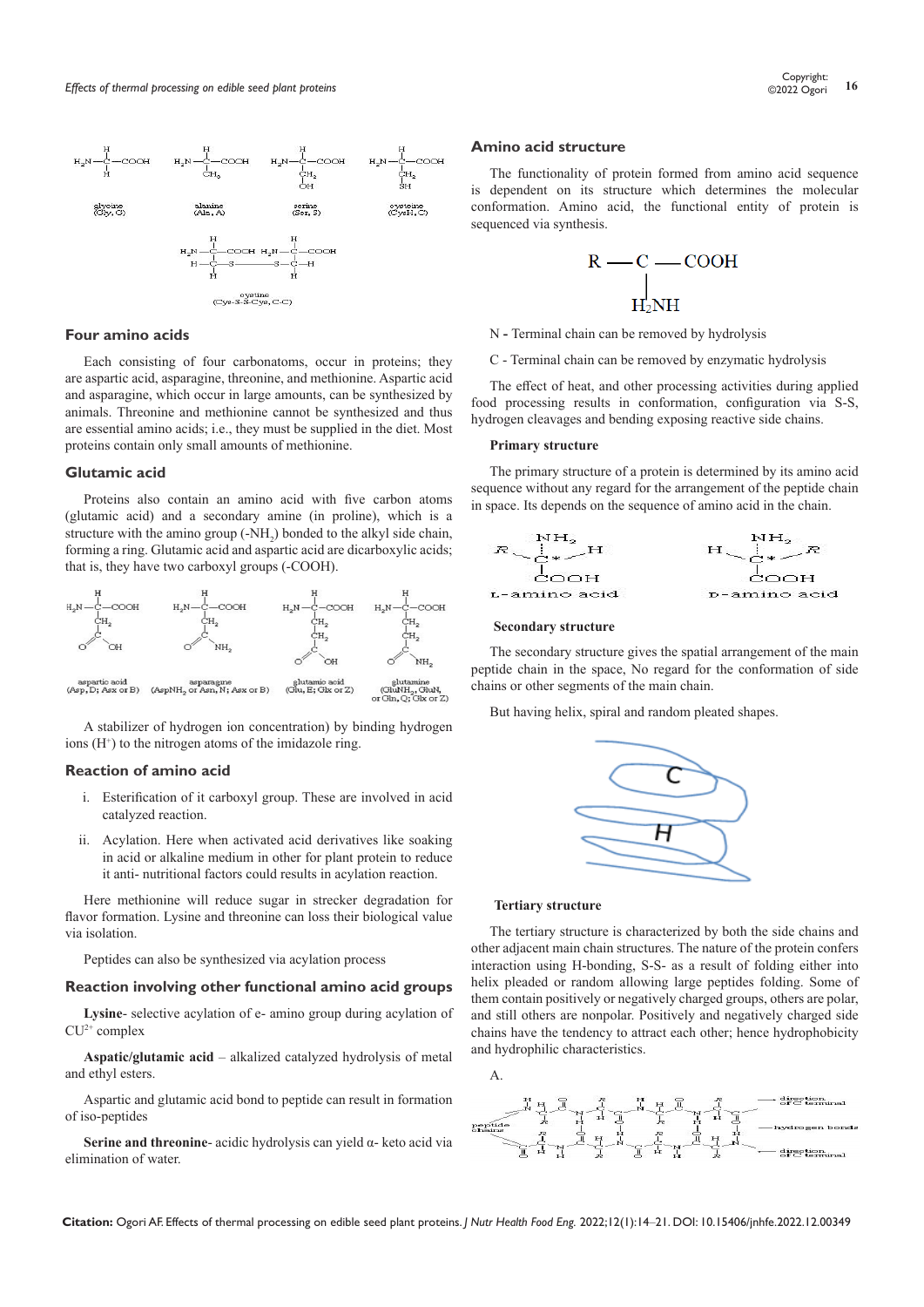## Four amino acids

Each consisting of four carbonatoms, occur in proteins; they are aspartic acid, asparagine, threonine, and methionine. Aspartic acid and asparagine, which occur in large amounts, can be synthesized by animals. Threonine and methionine cannot be synthesized and thus are essential amino acids; i.e., they must be supplied in the diet. Most proteins contain only small amounts of methionine.

## Glutamic acid

Proteins also contain an amino acid with five carbon atoms (glutamic acid) and a secondary amine (in proline), which is a structure with the amino group ($-NH_2$) bonded to the alkyl side chain, forming a ring. Glutamic acid and aspartic acid are dicarboxylic acids; that is, they have two carboxyl groups ($-COOH$).

A stabilizer of hydrogen ion concentration) by binding hydrogen ions ($H^+$) to the nitrogen atoms of the imidazole ring.

## Reaction of amino acid

i. Esterification of it carboxyl group. These are involved in acid catalyzed reaction.

ii. Acylation. Here when activated acid derivatives like soaking in acid or alkaline medium in other for plant protein to reduce it anti- nutritional factors could results in acylation reaction.

Here methionine will reduce sugar in strecker degradation for flavor formation. Lysine and threonine can loss their biological value via isolation.

Peptides can also be synthesized via acylation process

## Reaction involving other functional amino acid groups

**Lysine**- selective acylation of e- amino group during acylation of $CU^{2+}$ complex

**Aspatic/glutamic acid** – alkalized catalyzed hydrolysis of metal and ethyl esters.

Aspartic and glutamic acid bond to peptide can result in formation of iso-peptides

**Serine and threonine**- acidic hydrolysis can yield α- keto acid via elimination of water.

## Amino acid structure

The functionality of protein formed from amino acid sequence is dependent on its structure which determines the molecular conformation. Amino acid, the functional entity of protein is sequenced via synthesis.

N - Terminal chain can be removed by hydrolysis

C - Terminal chain can be removed by enzymatic hydrolysis

The effect of heat, and other processing activities during applied food processing results in conformation, configuration via S-S, hydrogen cleavages and bending exposing reactive side chains.

### Primary structure

The primary structure of a protein is determined by its amino acid sequence without any regard for the arrangement of the peptide chain in space. Its depends on the sequence of amino acid in the chain.

### Secondary structure

The secondary structure gives the spatial arrangement of the main peptide chain in the space, No regard for the conformation of side chains or other segments of the main chain.

But having helix, spiral and random pleated shapes.

### Tertiary structure

The tertiary structure is characterized by both the side chains and other adjacent main chain structures. The nature of the protein confers interaction using H-bonding, S-S- as a result of folding either into helix pleaded or random allowing large peptides folding. Some of them contain positively or negatively charged groups, others are polar, and still others are nonpolar. Positively and negatively charged side chains have the tendency to attract each other; hence hydrophobicity and hydrophilic characteristics.

A.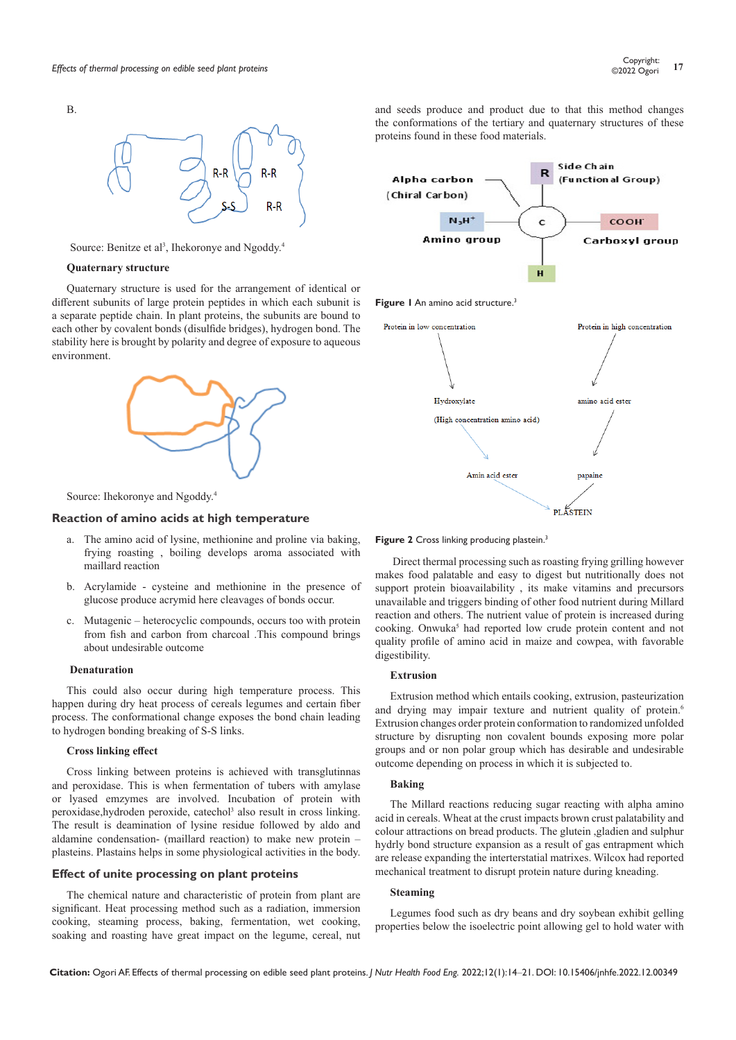B.

Source: Benitze et al[3], Ihekoronye and Ngoddy.[4]

**Quaternary structure**

Quaternary structure is used for the arrangement of identical or different subunits of large protein peptides in which each subunit is a separate peptide chain. In plant proteins, the subunits are bound to each other by covalent bonds (disulfide bridges), hydrogen bond. The stability here is brought by polarity and degree of exposure to aqueous environment.

Source: Ihekoronye and Ngoddy.[4]

## Reaction of amino acids at high temperature

a. The amino acid of lysine, methionine and proline via baking, frying roasting , boiling develops aroma associated with maillard reaction

b. Acrylamide - cysteine and methionine in the presence of glucose produce acrymid here cleavages of bonds occur.

c. Mutagenic – heterocyclic compounds, occurs too with protein from fish and carbon from charcoal .This compound brings about undesirable outcome

**Denaturation**

This could also occur during high temperature process. This happen during dry heat process of cereals legumes and certain fiber process. The conformational change exposes the bond chain leading to hydrogen bonding breaking of S-S links.

**Cross linking effect**

Cross linking between proteins is achieved with transglutinnas and peroxidase. This is when fermentation of tubers with amylase or lyased emzymes are involved. Incubation of protein with peroxidase,hydroden peroxide, catechol[3] also result in cross linking. The result is deamination of lysine residue followed by aldo and aldamine condensation- (maillard reaction) to make new protein – plasteins. Plastains helps in some physiological activities in the body.

## Effect of unite processing on plant proteins

The chemical nature and characteristic of protein from plant are significant. Heat processing method such as a radiation, immersion cooking, steaming process, baking, fermentation, wet cooking, soaking and roasting have great impact on the legume, cereal, nut and seeds produce and product due to that this method changes the conformations of the tertiary and quaternary structures of these proteins found in these food materials.

**Figure 1** An amino acid structure.[3]

**Figure 2** Cross linking producing plastein.[3]

Direct thermal processing such as roasting frying grilling however makes food palatable and easy to digest but nutritionally does not support protein bioavailability , its make vitamins and precursors unavailable and triggers binding of other food nutrient during Millard reaction and others. The nutrient value of protein is increased during cooking. Onwuka[5] had reported low crude protein content and not quality profile of amino acid in maize and cowpea, with favorable digestibility.

**Extrusion**

Extrusion method which entails cooking, extrusion, pasteurization and drying may impair texture and nutrient quality of protein.[6] Extrusion changes order protein conformation to randomized unfolded structure by disrupting non covalent bounds exposing more polar groups and or non polar group which has desirable and undesirable outcome depending on process in which it is subjected to.

**Baking**

The Millard reactions reducing sugar reacting with alpha amino acid in cereals. Wheat at the crust impacts brown crust palatability and colour attractions on bread products. The glutein ,gladien and sulphur hydrly bond structure expansion as a result of gas entrapment which are release expanding the interterstatial matrixes. Wilcox had reported mechanical treatment to disrupt protein nature during kneading.

**Steaming**

Legumes food such as dry beans and dry soybean exhibit gelling properties below the isoelectric point allowing gel to hold water with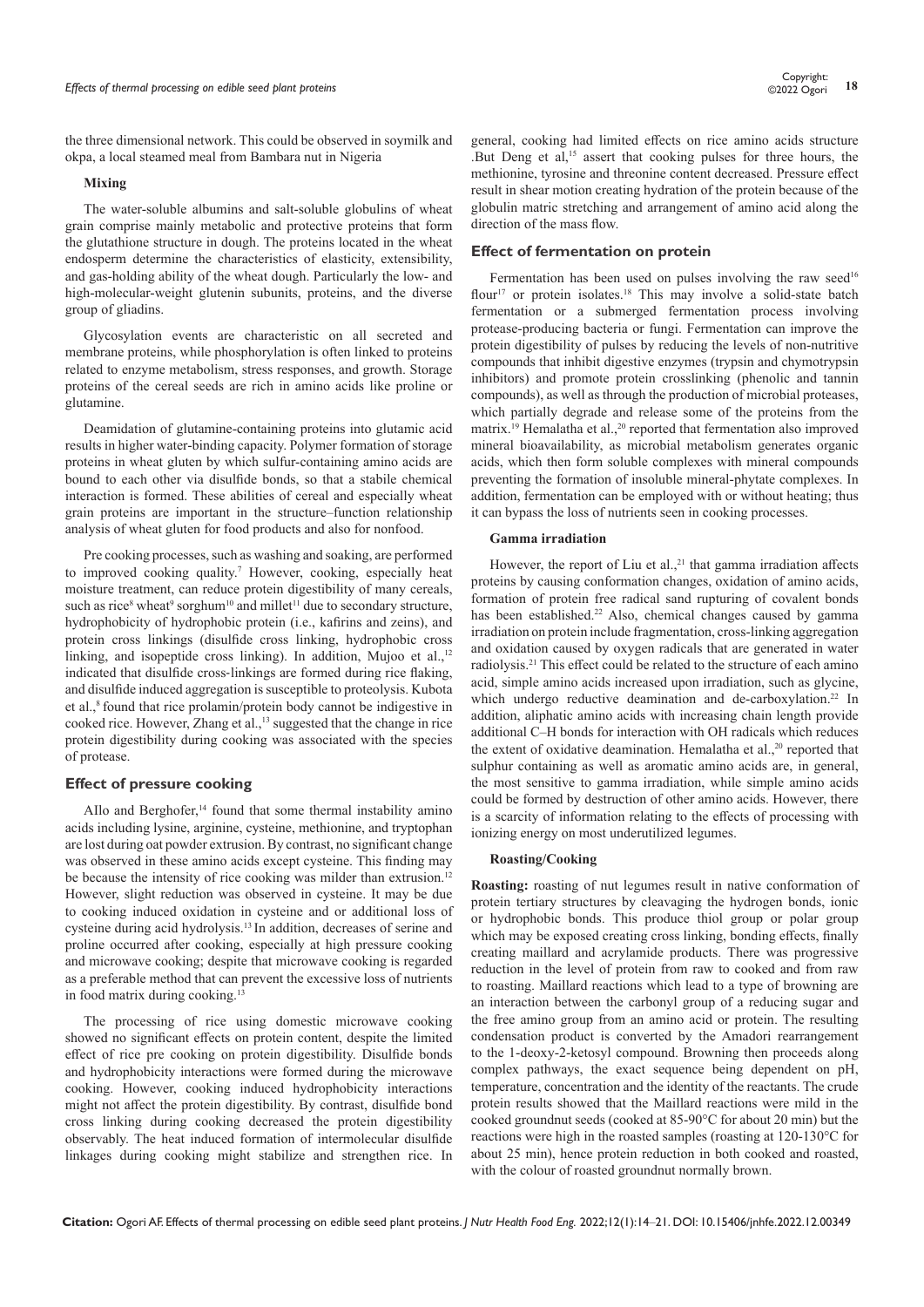the three dimensional network. This could be observed in soymilk and okpa, a local steamed meal from Bambara nut in Nigeria

### Mixing

The water-soluble albumins and salt-soluble globulins of wheat grain comprise mainly metabolic and protective proteins that form the glutathione structure in dough. The proteins located in the wheat endosperm determine the characteristics of elasticity, extensibility, and gas-holding ability of the wheat dough. Particularly the low- and high-molecular-weight glutenin subunits, proteins, and the diverse group of gliadins.

Glycosylation events are characteristic on all secreted and membrane proteins, while phosphorylation is often linked to proteins related to enzyme metabolism, stress responses, and growth. Storage proteins of the cereal seeds are rich in amino acids like proline or glutamine.

Deamidation of glutamine-containing proteins into glutamic acid results in higher water-binding capacity. Polymer formation of storage proteins in wheat gluten by which sulfur-containing amino acids are bound to each other via disulfide bonds, so that a stabile chemical interaction is formed. These abilities of cereal and especially wheat grain proteins are important in the structure–function relationship analysis of wheat gluten for food products and also for nonfood.

Pre cooking processes, such as washing and soaking, are performed to improved cooking quality.[7] However, cooking, especially heat moisture treatment, can reduce protein digestibility of many cereals, such as rice[8] wheat[9] sorghum[10] and millet[11] due to secondary structure, hydrophobicity of hydrophobic protein (i.e., kafirins and zeins), and protein cross linkings (disulfide cross linking, hydrophobic cross linking, and isopeptide cross linking). In addition, Mujoo et al.,[12] indicated that disulfide cross-linkings are formed during rice flaking, and disulfide induced aggregation is susceptible to proteolysis. Kubota et al.,[8] found that rice prolamin/protein body cannot be indigestive in cooked rice. However, Zhang et al.,[13] suggested that the change in rice protein digestibility during cooking was associated with the species of protease.

## Effect of pressure cooking

AIlo and Berghofer,[14] found that some thermal instability amino acids including lysine, arginine, cysteine, methionine, and tryptophan are lost during oat powder extrusion. By contrast, no significant change was observed in these amino acids except cysteine. This finding may be because the intensity of rice cooking was milder than extrusion.[12] However, slight reduction was observed in cysteine. It may be due to cooking induced oxidation in cysteine and or additional loss of cysteine during acid hydrolysis.[13] In addition, decreases of serine and proline occurred after cooking, especially at high pressure cooking and microwave cooking; despite that microwave cooking is regarded as a preferable method that can prevent the excessive loss of nutrients in food matrix during cooking.[13]

The processing of rice using domestic microwave cooking showed no significant effects on protein content, despite the limited effect of rice pre cooking on protein digestibility. Disulfide bonds and hydrophobicity interactions were formed during the microwave cooking. However, cooking induced hydrophobicity interactions might not affect the protein digestibility. By contrast, disulfide bond cross linking during cooking decreased the protein digestibility observably. The heat induced formation of intermolecular disulfide linkages during cooking might stabilize and strengthen rice. In general, cooking had limited effects on rice amino acids structure .But Deng et al,[15] assert that cooking pulses for three hours, the methionine, tyrosine and threonine content decreased. Pressure effect result in shear motion creating hydration of the protein because of the globulin matric stretching and arrangement of amino acid along the direction of the mass flow.

## Effect of fermentation on protein

Fermentation has been used on pulses involving the raw seed[16] flour[17] or protein isolates.[18] This may involve a solid-state batch fermentation or a submerged fermentation process involving protease-producing bacteria or fungi. Fermentation can improve the protein digestibility of pulses by reducing the levels of non-nutritive compounds that inhibit digestive enzymes (trypsin and chymotrypsin inhibitors) and promote protein crosslinking (phenolic and tannin compounds), as well as through the production of microbial proteases, which partially degrade and release some of the proteins from the matrix.[19] Hemalatha et al.,[20] reported that fermentation also improved mineral bioavailability, as microbial metabolism generates organic acids, which then form soluble complexes with mineral compounds preventing the formation of insoluble mineral-phytate complexes. In addition, fermentation can be employed with or without heating; thus it can bypass the loss of nutrients seen in cooking processes.

### Gamma irradiation

However, the report of Liu et al.,[21] that gamma irradiation affects proteins by causing conformation changes, oxidation of amino acids, formation of protein free radical sand rupturing of covalent bonds has been established.[22] Also, chemical changes caused by gamma irradiation on protein include fragmentation, cross-linking aggregation and oxidation caused by oxygen radicals that are generated in water radiolysis.[21] This effect could be related to the structure of each amino acid, simple amino acids increased upon irradiation, such as glycine, which undergo reductive deamination and de-carboxylation.[22] In addition, aliphatic amino acids with increasing chain length provide additional C–H bonds for interaction with OH radicals which reduces the extent of oxidative deamination. Hemalatha et al.,[20] reported that sulphur containing as well as aromatic amino acids are, in general, the most sensitive to gamma irradiation, while simple amino acids could be formed by destruction of other amino acids. However, there is a scarcity of information relating to the effects of processing with ionizing energy on most underutilized legumes.

### Roasting/Cooking

**Roasting:** roasting of nut legumes result in native conformation of protein tertiary structures by cleavaging the hydrogen bonds, ionic or hydrophobic bonds. This produce thiol group or polar group which may be exposed creating cross linking, bonding effects, finally creating maillard and acrylamide products. There was progressive reduction in the level of protein from raw to cooked and from raw to roasting. Maillard reactions which lead to a type of browning are an interaction between the carbonyl group of a reducing sugar and the free amino group from an amino acid or protein. The resulting condensation product is converted by the Amadori rearrangement to the 1-deoxy-2-ketosyl compound. Browning then proceeds along complex pathways, the exact sequence being dependent on pH, temperature, concentration and the identity of the reactants. The crude protein results showed that the Maillard reactions were mild in the cooked groundnut seeds (cooked at 85-90°C for about 20 min) but the reactions were high in the roasted samples (roasting at 120-130°C for about 25 min), hence protein reduction in both cooked and roasted, with the colour of roasted groundnut normally brown.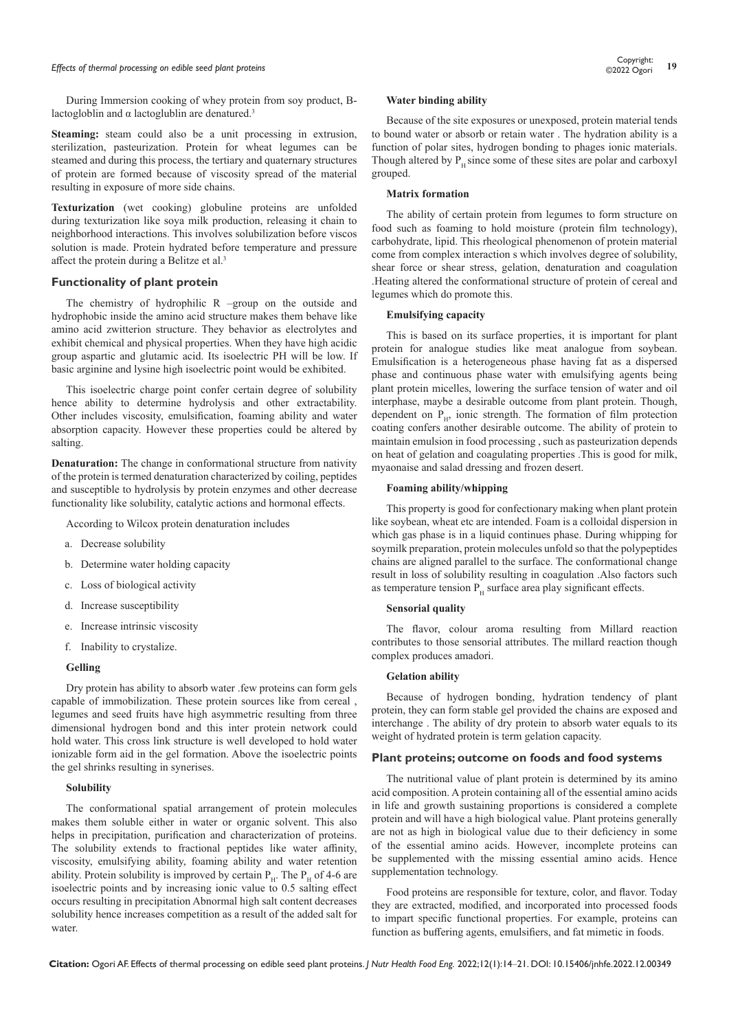During Immersion cooking of whey protein from soy product, B-lactogloblin and α lactoglublin are denatured.[3]

**Steaming:** steam could also be a unit processing in extrusion, sterilization, pasteurization. Protein for wheat legumes can be steamed and during this process, the tertiary and quaternary structures of protein are formed because of viscosity spread of the material resulting in exposure of more side chains.

**Texturization** (wet cooking) globuline proteins are unfolded during texturization like soya milk production, releasing it chain to neighborhood interactions. This involves solubilization before viscos solution is made. Protein hydrated before temperature and pressure affect the protein during a Belitze et al.[3]

## Functionality of plant protein

The chemistry of hydrophilic R –group on the outside and hydrophobic inside the amino acid structure makes them behave like amino acid zwitterion structure. They behavior as electrolytes and exhibit chemical and physical properties. When they have high acidic group aspartic and glutamic acid. Its isoelectric PH will be low. If basic arginine and lysine high isoelectric point would be exhibited.

This isoelectric charge point confer certain degree of solubility hence ability to determine hydrolysis and other extractability. Other includes viscosity, emulsification, foaming ability and water absorption capacity. However these properties could be altered by salting.

**Denaturation:** The change in conformational structure from nativity of the protein is termed denaturation characterized by coiling, peptides and susceptible to hydrolysis by protein enzymes and other decrease functionality like solubility, catalytic actions and hormonal effects.

According to Wilcox protein denaturation includes

a. Decrease solubility
b. Determine water holding capacity
c. Loss of biological activity
d. Increase susceptibility
e. Increase intrinsic viscosity
f. Inability to crystalize.

### Gelling

Dry protein has ability to absorb water .few proteins can form gels capable of immobilization. These protein sources like from cereal , legumes and seed fruits have high asymmetric resulting from three dimensional hydrogen bond and this inter protein network could hold water. This cross link structure is well developed to hold water ionizable form aid in the gel formation. Above the isoelectric points the gel shrinks resulting in synerises.

### Solubility

The conformational spatial arrangement of protein molecules makes them soluble either in water or organic solvent. This also helps in precipitation, purification and characterization of proteins. The solubility extends to fractional peptides like water affinity, viscosity, emulsifying ability, foaming ability and water retention ability. Protein solubility is improved by certain $P_H$. The $P_H$ of 4-6 are isoelectric points and by increasing ionic value to 0.5 salting effect occurs resulting in precipitation Abnormal high salt content decreases solubility hence increases competition as a result of the added salt for water.

### Water binding ability

Because of the site exposures or unexposed, protein material tends to bound water or absorb or retain water . The hydration ability is a function of polar sites, hydrogen bonding to phages ionic materials. Though altered by $P_H$ since some of these sites are polar and carboxyl grouped.

### Matrix formation

The ability of certain protein from legumes to form structure on food such as foaming to hold moisture (protein film technology), carbohydrate, lipid. This rheological phenomenon of protein material come from complex interaction s which involves degree of solubility, shear force or shear stress, gelation, denaturation and coagulation .Heating altered the conformational structure of protein of cereal and legumes which do promote this.

### Emulsifying capacity

This is based on its surface properties, it is important for plant protein for analogue studies like meat analogue from soybean. Emulsification is a heterogeneous phase having fat as a dispersed phase and continuous phase water with emulsifying agents being plant protein micelles, lowering the surface tension of water and oil interphase, maybe a desirable outcome from plant protein. Though, dependent on $P_H$, ionic strength. The formation of film protection coating confers another desirable outcome. The ability of protein to maintain emulsion in food processing , such as pasteurization depends on heat of gelation and coagulating properties .This is good for milk, myaonaise and salad dressing and frozen desert.

### Foaming ability/whipping

This property is good for confectionary making when plant protein like soybean, wheat etc are intended. Foam is a colloidal dispersion in which gas phase is in a liquid continues phase. During whipping for soymilk preparation, protein molecules unfold so that the polypeptides chains are aligned parallel to the surface. The conformational change result in loss of solubility resulting in coagulation .Also factors such as temperature tension $P_H$ surface area play significant effects.

### Sensorial quality

The flavor, colour aroma resulting from Millard reaction contributes to those sensorial attributes. The millard reaction though complex produces amadori.

### Gelation ability

Because of hydrogen bonding, hydration tendency of plant protein, they can form stable gel provided the chains are exposed and interchange . The ability of dry protein to absorb water equals to its weight of hydrated protein is term gelation capacity.

## Plant proteins; outcome on foods and food systems

The nutritional value of plant protein is determined by its amino acid composition. A protein containing all of the essential amino acids in life and growth sustaining proportions is considered a complete protein and will have a high biological value. Plant proteins generally are not as high in biological value due to their deficiency in some of the essential amino acids. However, incomplete proteins can be supplemented with the missing essential amino acids. Hence supplementation technology.

Food proteins are responsible for texture, color, and flavor. Today they are extracted, modified, and incorporated into processed foods to impart specific functional properties. For example, proteins can function as buffering agents, emulsifiers, and fat mimetic in foods.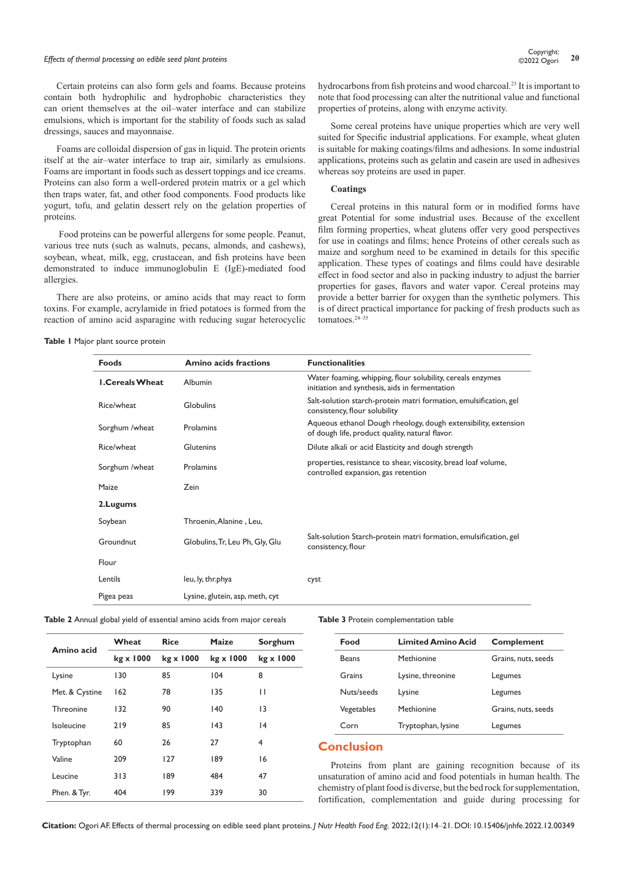Certain proteins can also form gels and foams. Because proteins contain both hydrophilic and hydrophobic characteristics they can orient themselves at the oil–water interface and can stabilize emulsions, which is important for the stability of foods such as salad dressings, sauces and mayonnaise.

Foams are colloidal dispersion of gas in liquid. The protein orients itself at the air–water interface to trap air, similarly as emulsions. Foams are important in foods such as dessert toppings and ice creams. Proteins can also form a well-ordered protein matrix or a gel which then traps water, fat, and other food components. Food products like yogurt, tofu, and gelatin dessert rely on the gelation properties of proteins.

Food proteins can be powerful allergens for some people. Peanut, various tree nuts (such as walnuts, pecans, almonds, and cashews), soybean, wheat, milk, egg, crustacean, and fish proteins have been demonstrated to induce immunoglobulin E (IgE)-mediated food allergies.

There are also proteins, or amino acids that may react to form toxins. For example, acrylamide in fried potatoes is formed from the reaction of amino acid asparagine with reducing sugar heterocyclic hydrocarbons from fish proteins and wood charcoal.[23] It is important to note that food processing can alter the nutritional value and functional properties of proteins, along with enzyme activity.

Some cereal proteins have unique properties which are very well suited for Specific industrial applications. For example, wheat gluten is suitable for making coatings/films and adhesions. In some industrial applications, proteins such as gelatin and casein are used in adhesives whereas soy proteins are used in paper.

### Coatings

Cereal proteins in this natural form or in modified forms have great Potential for some industrial uses. Because of the excellent film forming properties, wheat glutens offer very good perspectives for use in coatings and films; hence Proteins of other cereals such as maize and sorghum need to be examined in details for this specific application. These types of coatings and films could have desirable effect in food sector and also in packing industry to adjust the barrier properties for gases, flavors and water vapor. Cereal proteins may provide a better barrier for oxygen than the synthetic polymers. This is of direct practical importance for packing of fresh products such as tomatoes.[24–35]

**Table 1** Major plant source protein

| Foods | Amino acids fractions | Functionalities |
|---|---|---|
| **1.Cereals Wheat** | Albumin | Water foaming, whipping, flour solubility, cereals enzymes initiation and synthesis, aids in fermentation |
| Rice/wheat | Globulins | Salt-solution starch-protein matri formation, emulsification, gel consistency, flour solubility |
| Sorghum /wheat | Prolamins | Aqueous ethanol Dough rheology, dough extensibility, extension of dough life, product quality, natural flavor. |
| Rice/wheat | Glutenins | Dilute alkali or acid Elasticity and dough strength |
| Sorghum /wheat | Prolamins | properties, resistance to shear, viscosity, bread loaf volume, controlled expansion, gas retention |
| Maize | Zein | |
| **2.Lugums** | | |
| Soybean | Throenin, Alanine , Leu, | |
| Groundnut | Globulins, Tr, Leu Ph, Gly, Glu | Salt-solution Starch-protein matri formation, emulsification, gel consistency, flour |
| Flour | | |
| Lentils | leu, ly, thr.phya | cyst |
| Pigea peas | Lysine, glutein, asp, meth, cyt | |

**Table 2** Annual global yield of essential amino acids from major cereals

| Amino acid | Wheat | Rice | Maize | Sorghum |
|---|---|---|---|---|
| | kg x 1000 | kg x 1000 | kg x 1000 | kg x 1000 |
| Lysine | 130 | 85 | 104 | 8 |
| Met. & Cystine | 162 | 78 | 135 | 11 |
| Threonine | 132 | 90 | 140 | 13 |
| Isoleucine | 219 | 85 | 143 | 14 |
| Tryptophan | 60 | 26 | 27 | 4 |
| Valine | 209 | 127 | 189 | 16 |
| Leucine | 313 | 189 | 484 | 47 |
| Phen. & Tyr. | 404 | 199 | 339 | 30 |

**Table 3** Protein complementation table

| Food | Limited Amino Acid | Complement |
|---|---|---|
| Beans | Methionine | Grains, nuts, seeds |
| Grains | Lysine, threonine | Legumes |
| Nuts/seeds | Lysine | Legumes |
| Vegetables | Methionine | Grains, nuts, seeds |
| Corn | Tryptophan, lysine | Legumes |

## Conclusion

Proteins from plant are gaining recognition because of its unsaturation of amino acid and food potentials in human health. The chemistry of plant food is diverse, but the bed rock for supplementation, fortification, complementation and guide during processing for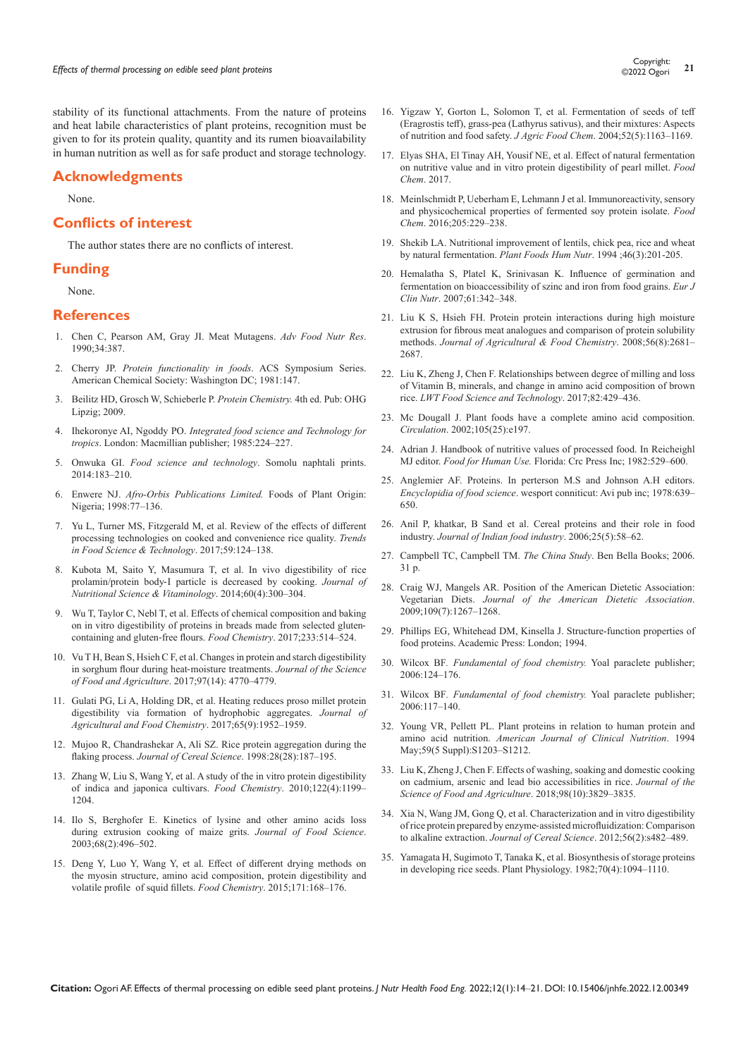stability of its functional attachments. From the nature of proteins and heat labile characteristics of plant proteins, recognition must be given to for its protein quality, quantity and its rumen bioavailability in human nutrition as well as for safe product and storage technology.

## Acknowledgments

None.

## Conflicts of interest

The author states there are no conflicts of interest.

## Funding

None.

## References

1. Chen C, Pearson AM, Gray JI. Meat Mutagens. *Adv Food Nutr Res*. 1990;34:387.
2. Cherry JP. *Protein functionality in foods*. ACS Symposium Series. American Chemical Society: Washington DC; 1981:147.
3. Beilitz HD, Grosch W, Schieberle P. *Protein Chemistry.* 4th ed. Pub: OHG Lipzig; 2009.
4. Ihekoronye AI, Ngoddy PO. *Integrated food science and Technology for tropics*. London: Macmillian publisher; 1985:224–227.
5. Onwuka GI. *Food science and technology*. Somolu naphtali prints. 2014:183–210.
6. Enwere NJ. *Afro-Orbis Publications Limited.* Foods of Plant Origin: Nigeria; 1998:77–136.
7. Yu L, Turner MS, Fitzgerald M, et al. Review of the effects of different processing technologies on cooked and convenience rice quality. *Trends in Food Science & Technology*. 2017;59:124–138.
8. Kubota M, Saito Y, Masumura T, et al. In vivo digestibility of rice prolamin/protein body-I particle is decreased by cooking. *Journal of Nutritional Science & Vitaminology*. 2014;60(4):300–304.
9. Wu T, Taylor C, Nebl T, et al. Effects of chemical composition and baking on in vitro digestibility of proteins in breads made from selected gluten-containing and gluten-free flours. *Food Chemistry*. 2017;233:514–524.
10. Vu T H, Bean S, Hsieh C F, et al. Changes in protein and starch digestibility in sorghum flour during heat-moisture treatments. *Journal of the Science of Food and Agriculture*. 2017;97(14): 4770–4779.
11. Gulati PG, Li A, Holding DR, et al. Heating reduces proso millet protein digestibility via formation of hydrophobic aggregates. *Journal of Agricultural and Food Chemistry*. 2017;65(9):1952–1959.
12. Mujoo R, Chandrashekar A, Ali SZ. Rice protein aggregation during the flaking process. *Journal of Cereal Science*. 1998:28(28):187–195.
13. Zhang W, Liu S, Wang Y, et al. A study of the in vitro protein digestibility of indica and japonica cultivars. *Food Chemistry*. 2010;122(4):1199–1204.
14. Ilo S, Berghofer E. Kinetics of lysine and other amino acids loss during extrusion cooking of maize grits. *Journal of Food Science*. 2003;68(2):496–502.
15. Deng Y, Luo Y, Wang Y, et al. Effect of different drying methods on the myosin structure, amino acid composition, protein digestibility and volatile profile of squid fillets. *Food Chemistry*. 2015;171:168–176.
16. Yigzaw Y, Gorton L, Solomon T, et al. Fermentation of seeds of teff (Eragrostis teff), grass-pea (Lathyrus sativus), and their mixtures: Aspects of nutrition and food safety. *J Agric Food Chem*. 2004;52(5):1163–1169.
17. Elyas SHA, El Tinay AH, Yousif NE, et al. Effect of natural fermentation on nutritive value and in vitro protein digestibility of pearl millet. *Food Chem*. 2017.
18. Meinlschmidt P, Ueberham E, Lehmann J et al. Immunoreactivity, sensory and physicochemical properties of fermented soy protein isolate. *Food Chem*. 2016;205:229–238.
19. Shekib LA. Nutritional improvement of lentils, chick pea, rice and wheat by natural fermentation. *Plant Foods Hum Nutr*. 1994 ;46(3):201-205.
20. Hemalatha S, Platel K, Srinivasan K. Influence of germination and fermentation on bioaccessibility of szinc and iron from food grains. *Eur J Clin Nutr*. 2007;61:342–348.
21. Liu K S, Hsieh FH. Protein protein interactions during high moisture extrusion for fibrous meat analogues and comparison of protein solubility methods. *Journal of Agricultural & Food Chemistry*. 2008;56(8):2681–2687.
22. Liu K, Zheng J, Chen F. Relationships between degree of milling and loss of Vitamin B, minerals, and change in amino acid composition of brown rice. *LWT Food Science and Technology*. 2017;82:429–436.
23. Mc Dougall J. Plant foods have a complete amino acid composition. *Circulation*. 2002;105(25):e197.
24. Adrian J. Handbook of nutritive values of processed food. In Reicheighl MJ editor. *Food for Human Use.* Florida: Crc Press Inc; 1982:529–600.
25. Anglemier AF. Proteins. In perterson M.S and Johnson A.H editors. *Encyclopidia of food science*. wesport connіticut: Avi pub inc; 1978:639–650.
26. Anil P, khatkar, B Sand et al. Cereal proteins and their role in food industry. *Journal of Indian food industry*. 2006;25(5):58–62.
27. Campbell TC, Campbell TM. *The China Study*. Ben Bella Books; 2006. 31 p.
28. Craig WJ, Mangels AR. Position of the American Dietetic Association: Vegetarian Diets. *Journal of the American Dietetic Association*. 2009;109(7):1267–1268.
29. Phillips EG, Whitehead DM, Kinsella J. Structure-function properties of food proteins. Academic Press: London; 1994.
30. Wilcox BF. *Fundamental of food chemistry.* Yoal paraclete publisher; 2006:124–176.
31. Wilcox BF. *Fundamental of food chemistry.* Yoal paraclete publisher; 2006:117–140.
32. Young VR, Pellett PL. Plant proteins in relation to human protein and amino acid nutrition. *American Journal of Clinical Nutrition*. 1994 May;59(5 Suppl):S1203–S1212.
33. Liu K, Zheng J, Chen F. Effects of washing, soaking and domestic cooking on cadmium, arsenic and lead bio accessibilities in rice. *Journal of the Science of Food and Agriculture*. 2018;98(10):3829–3835.
34. Xia N, Wang JM, Gong Q, et al. Characterization and in vitro digestibility of rice protein prepared by enzyme-assisted microfluidization: Comparison to alkaline extraction. *Journal of Cereal Science*. 2012;56(2):s482–489.
35. Yamagata H, Sugimoto T, Tanaka K, et al. Biosynthesis of storage proteins in developing rice seeds. Plant Physiology. 1982;70(4):1094–1110.